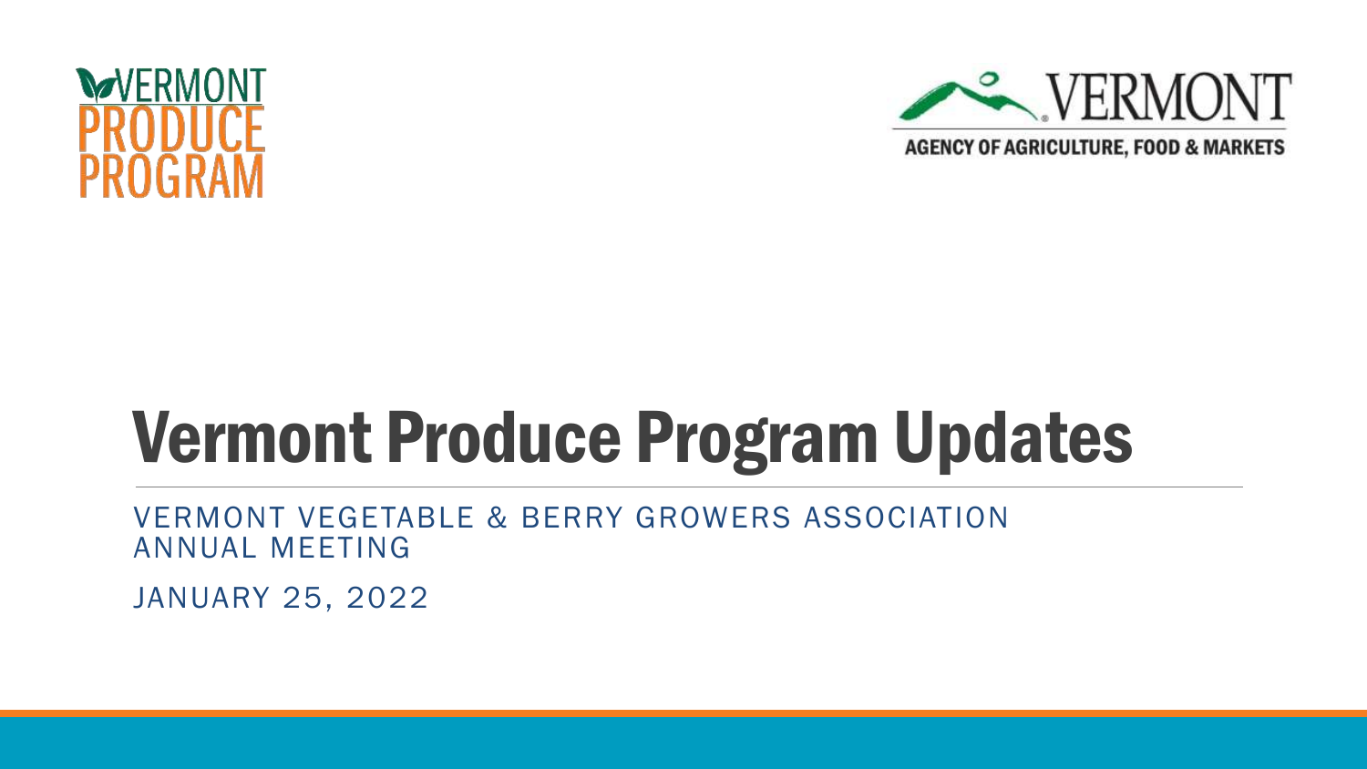VERMONT PRODUCE PROGRAM

VERMONT AGENCY OF AGRICULTURE, FOOD & MARKETS

# Vermont Produce Program Updates

VERMONT VEGETABLE & BERRY GROWERS ASSOCIATION ANNUAL MEETING

JANUARY 25, 2022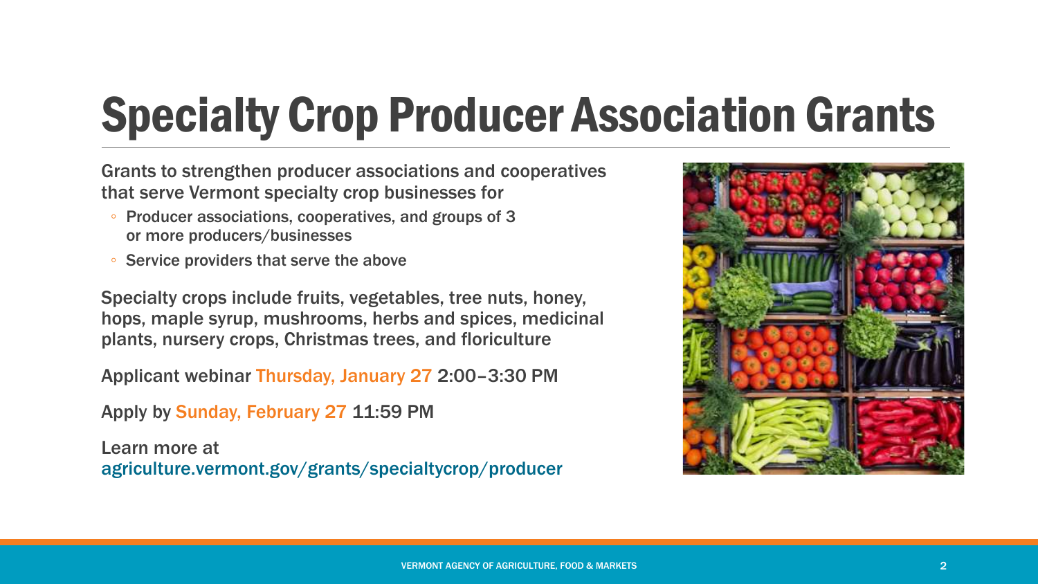# Specialty Crop Producer Association Grants

Grants to strengthen producer associations and cooperatives that serve Vermont specialty crop businesses for

- Producer associations, cooperatives, and groups of 3 or more producers/businesses
- Service providers that serve the above

Specialty crops include fruits, vegetables, tree nuts, honey, hops, maple syrup, mushrooms, herbs and spices, medicinal plants, nursery crops, Christmas trees, and floriculture

Applicant webinar Thursday, January 27 2:00–3:30 PM

Apply by Sunday, February 27 11:59 PM

Learn more at agriculture.vermont.gov/grants/specialtycrop/producer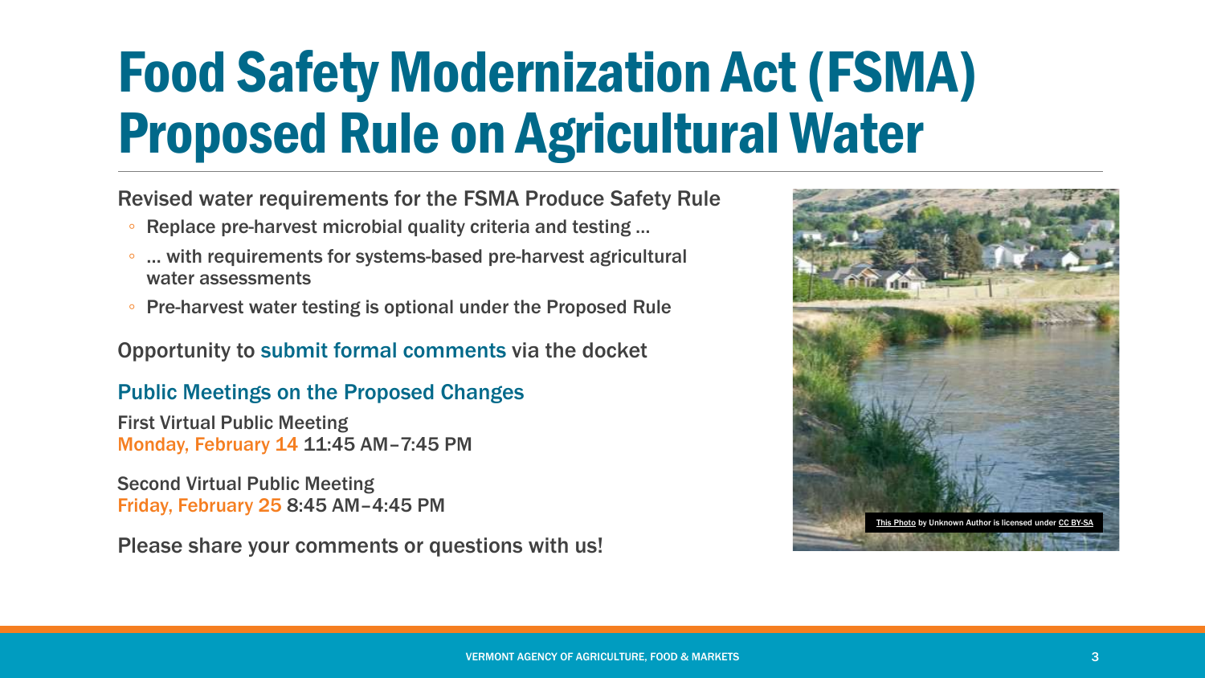# Food Safety Modernization Act (FSMA) Proposed Rule on Agricultural Water

Revised water requirements for the FSMA Produce Safety Rule

- Replace pre-harvest microbial quality criteria and testing …
- … with requirements for systems-based pre-harvest agricultural water assessments
- Pre-harvest water testing is optional under the Proposed Rule

Opportunity to submit formal comments via the docket

## Public Meetings on the Proposed Changes

First Virtual Public Meeting
Monday, February 14 11:45 AM–7:45 PM

Second Virtual Public Meeting
Friday, February 25 8:45 AM–4:45 PM

Please share your comments or questions with us!

This Photo by Unknown Author is licensed under CC BY-SA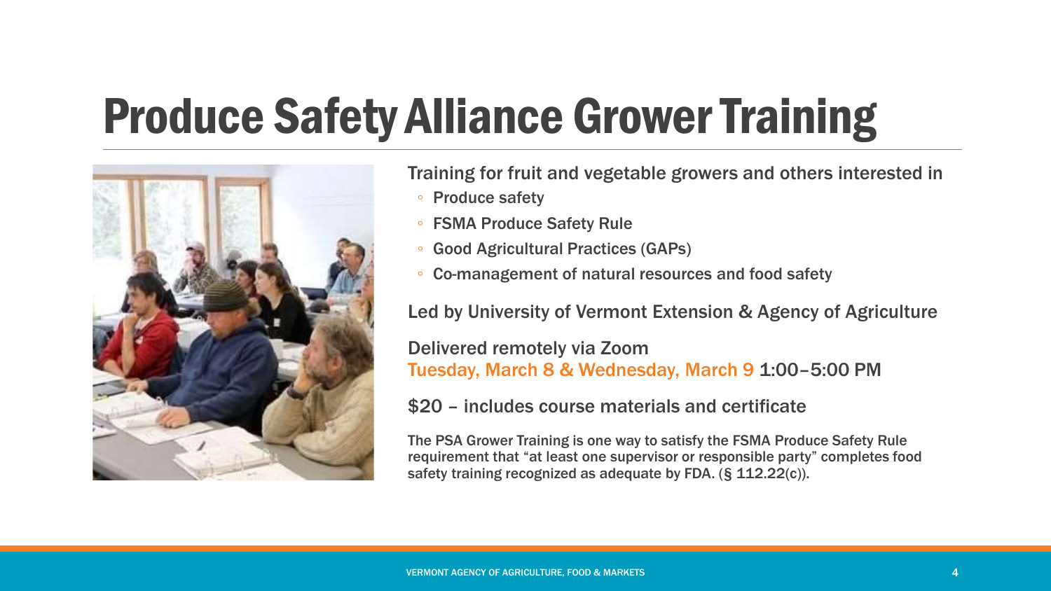# Produce Safety Alliance Grower Training

Training for fruit and vegetable growers and others interested in

- Produce safety
- FSMA Produce Safety Rule
- Good Agricultural Practices (GAPs)
- Co-management of natural resources and food safety

Led by University of Vermont Extension & Agency of Agriculture

Delivered remotely via Zoom
Tuesday, March 8 & Wednesday, March 9 1:00–5:00 PM

$20 – includes course materials and certificate

The PSA Grower Training is one way to satisfy the FSMA Produce Safety Rule requirement that “at least one supervisor or responsible party” completes food safety training recognized as adequate by FDA. (§ 112.22(c)).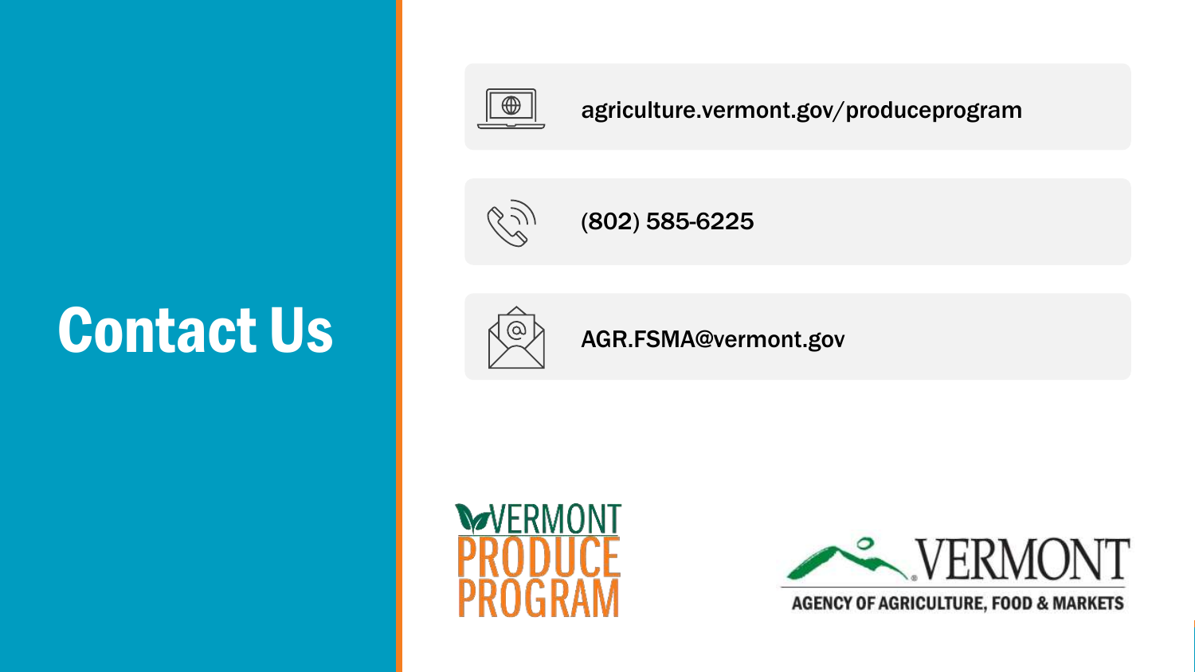# Contact Us

agriculture.vermont.gov/produceprogram

(802) 585-6225

AGR.FSMA@vermont.gov

VERMONT PRODUCE PROGRAM

VERMONT AGENCY OF AGRICULTURE, FOOD & MARKETS